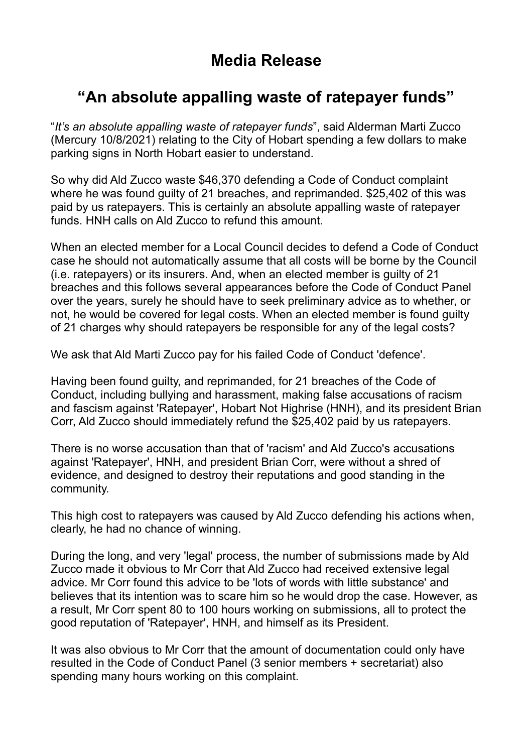# Media Release

## "An absolute appalling waste of ratepayer funds"

"*It's an absolute appalling waste of ratepayer funds*", said Alderman Marti Zucco (Mercury 10/8/2021) relating to the City of Hobart spending a few dollars to make parking signs in North Hobart easier to understand.

So why did Ald Zucco waste $46,370 defending a Code of Conduct complaint where he was found guilty of 21 breaches, and reprimanded. $25,402 of this was paid by us ratepayers. This is certainly an absolute appalling waste of ratepayer funds. HNH calls on Ald Zucco to refund this amount.

When an elected member for a Local Council decides to defend a Code of Conduct case he should not automatically assume that all costs will be borne by the Council (i.e. ratepayers) or its insurers. And, when an elected member is guilty of 21 breaches and this follows several appearances before the Code of Conduct Panel over the years, surely he should have to seek preliminary advice as to whether, or not, he would be covered for legal costs. When an elected member is found guilty of 21 charges why should ratepayers be responsible for any of the legal costs?

We ask that Ald Marti Zucco pay for his failed Code of Conduct 'defence'.

Having been found guilty, and reprimanded, for 21 breaches of the Code of Conduct, including bullying and harassment, making false accusations of racism and fascism against 'Ratepayer', Hobart Not Highrise (HNH), and its president Brian Corr, Ald Zucco should immediately refund the $25,402 paid by us ratepayers.

There is no worse accusation than that of 'racism' and Ald Zucco's accusations against 'Ratepayer', HNH, and president Brian Corr, were without a shred of evidence, and designed to destroy their reputations and good standing in the community.

This high cost to ratepayers was caused by Ald Zucco defending his actions when, clearly, he had no chance of winning.

During the long, and very 'legal' process, the number of submissions made by Ald Zucco made it obvious to Mr Corr that Ald Zucco had received extensive legal advice. Mr Corr found this advice to be 'lots of words with little substance' and believes that its intention was to scare him so he would drop the case. However, as a result, Mr Corr spent 80 to 100 hours working on submissions, all to protect the good reputation of 'Ratepayer', HNH, and himself as its President.

It was also obvious to Mr Corr that the amount of documentation could only have resulted in the Code of Conduct Panel (3 senior members + secretariat) also spending many hours working on this complaint.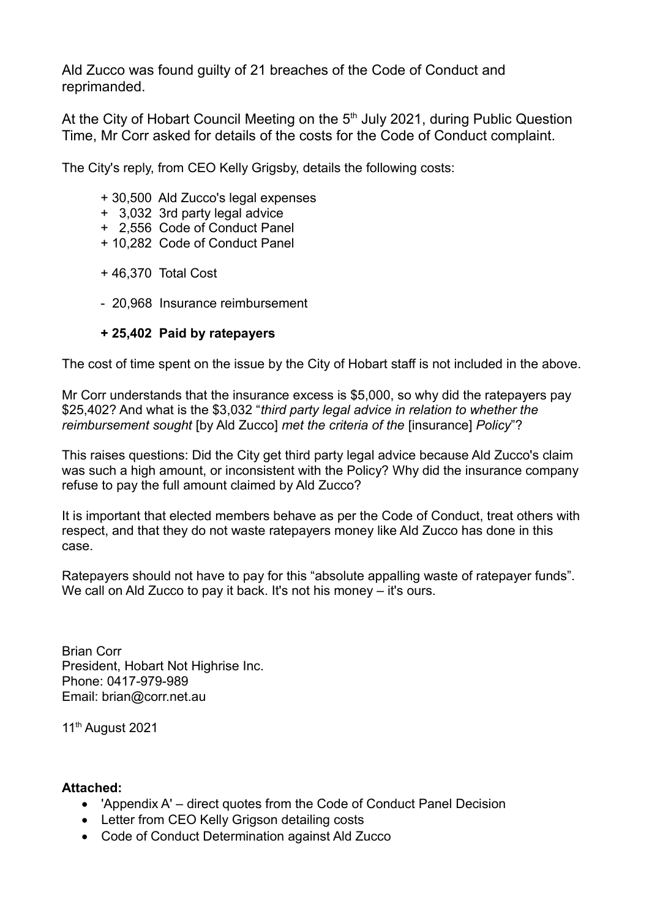Ald Zucco was found guilty of 21 breaches of the Code of Conduct and reprimanded.

At the City of Hobart Council Meeting on the 5th July 2021, during Public Question Time, Mr Corr asked for details of the costs for the Code of Conduct complaint.

The City's reply, from CEO Kelly Grigsby, details the following costs:

+ 30,500 Ald Zucco's legal expenses
+ 3,032 3rd party legal advice
+ 2,556 Code of Conduct Panel
+ 10,282 Code of Conduct Panel

+ 46,370 Total Cost

- 20,968 Insurance reimbursement

**+ 25,402 Paid by ratepayers**

The cost of time spent on the issue by the City of Hobart staff is not included in the above.

Mr Corr understands that the insurance excess is $5,000, so why did the ratepayers pay $25,402? And what is the $3,032 "*third party legal advice in relation to whether the reimbursement sought* [by Ald Zucco] *met the criteria of the* [insurance] *Policy*"?

This raises questions: Did the City get third party legal advice because Ald Zucco's claim was such a high amount, or inconsistent with the Policy? Why did the insurance company refuse to pay the full amount claimed by Ald Zucco?

It is important that elected members behave as per the Code of Conduct, treat others with respect, and that they do not waste ratepayers money like Ald Zucco has done in this case.

Ratepayers should not have to pay for this "absolute appalling waste of ratepayer funds". We call on Ald Zucco to pay it back. It's not his money – it's ours.

Brian Corr
President, Hobart Not Highrise Inc.
Phone: 0417-979-989
Email: brian@corr.net.au

11th August 2021

**Attached:**

- 'Appendix A' – direct quotes from the Code of Conduct Panel Decision
- Letter from CEO Kelly Grigson detailing costs
- Code of Conduct Determination against Ald Zucco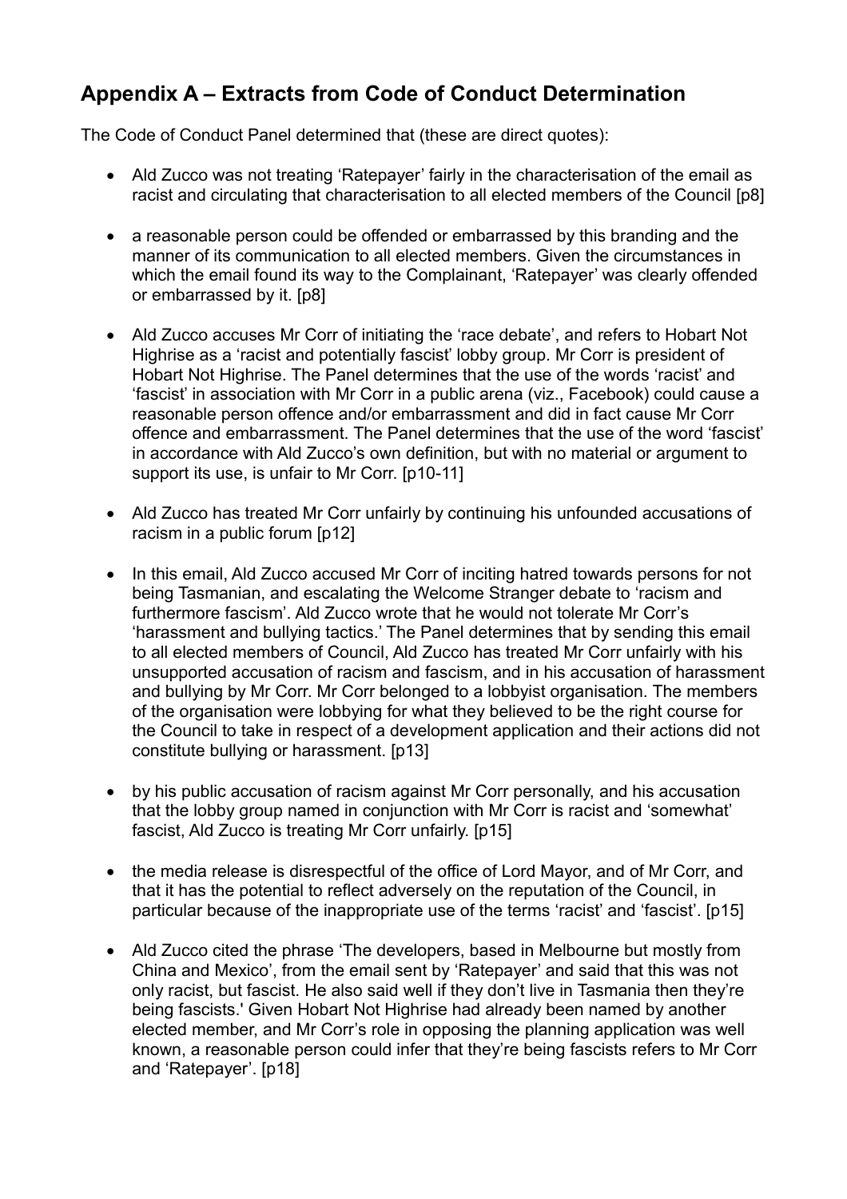## Appendix A – Extracts from Code of Conduct Determination

The Code of Conduct Panel determined that (these are direct quotes):

- Ald Zucco was not treating 'Ratepayer' fairly in the characterisation of the email as racist and circulating that characterisation to all elected members of the Council [p8]

- a reasonable person could be offended or embarrassed by this branding and the manner of its communication to all elected members. Given the circumstances in which the email found its way to the Complainant, 'Ratepayer' was clearly offended or embarrassed by it. [p8]

- Ald Zucco accuses Mr Corr of initiating the 'race debate', and refers to Hobart Not Highrise as a 'racist and potentially fascist' lobby group. Mr Corr is president of Hobart Not Highrise. The Panel determines that the use of the words 'racist' and 'fascist' in association with Mr Corr in a public arena (viz., Facebook) could cause a reasonable person offence and/or embarrassment and did in fact cause Mr Corr offence and embarrassment. The Panel determines that the use of the word 'fascist' in accordance with Ald Zucco's own definition, but with no material or argument to support its use, is unfair to Mr Corr. [p10-11]

- Ald Zucco has treated Mr Corr unfairly by continuing his unfounded accusations of racism in a public forum [p12]

- In this email, Ald Zucco accused Mr Corr of inciting hatred towards persons for not being Tasmanian, and escalating the Welcome Stranger debate to 'racism and furthermore fascism'. Ald Zucco wrote that he would not tolerate Mr Corr's 'harassment and bullying tactics.' The Panel determines that by sending this email to all elected members of Council, Ald Zucco has treated Mr Corr unfairly with his unsupported accusation of racism and fascism, and in his accusation of harassment and bullying by Mr Corr. Mr Corr belonged to a lobbyist organisation. The members of the organisation were lobbying for what they believed to be the right course for the Council to take in respect of a development application and their actions did not constitute bullying or harassment. [p13]

- by his public accusation of racism against Mr Corr personally, and his accusation that the lobby group named in conjunction with Mr Corr is racist and 'somewhat' fascist, Ald Zucco is treating Mr Corr unfairly. [p15]

- the media release is disrespectful of the office of Lord Mayor, and of Mr Corr, and that it has the potential to reflect adversely on the reputation of the Council, in particular because of the inappropriate use of the terms 'racist' and 'fascist'. [p15]

- Ald Zucco cited the phrase 'The developers, based in Melbourne but mostly from China and Mexico', from the email sent by 'Ratepayer' and said that this was not only racist, but fascist. He also said well if they don't live in Tasmania then they're being fascists.' Given Hobart Not Highrise had already been named by another elected member, and Mr Corr's role in opposing the planning application was well known, a reasonable person could infer that they're being fascists refers to Mr Corr and 'Ratepayer'. [p18]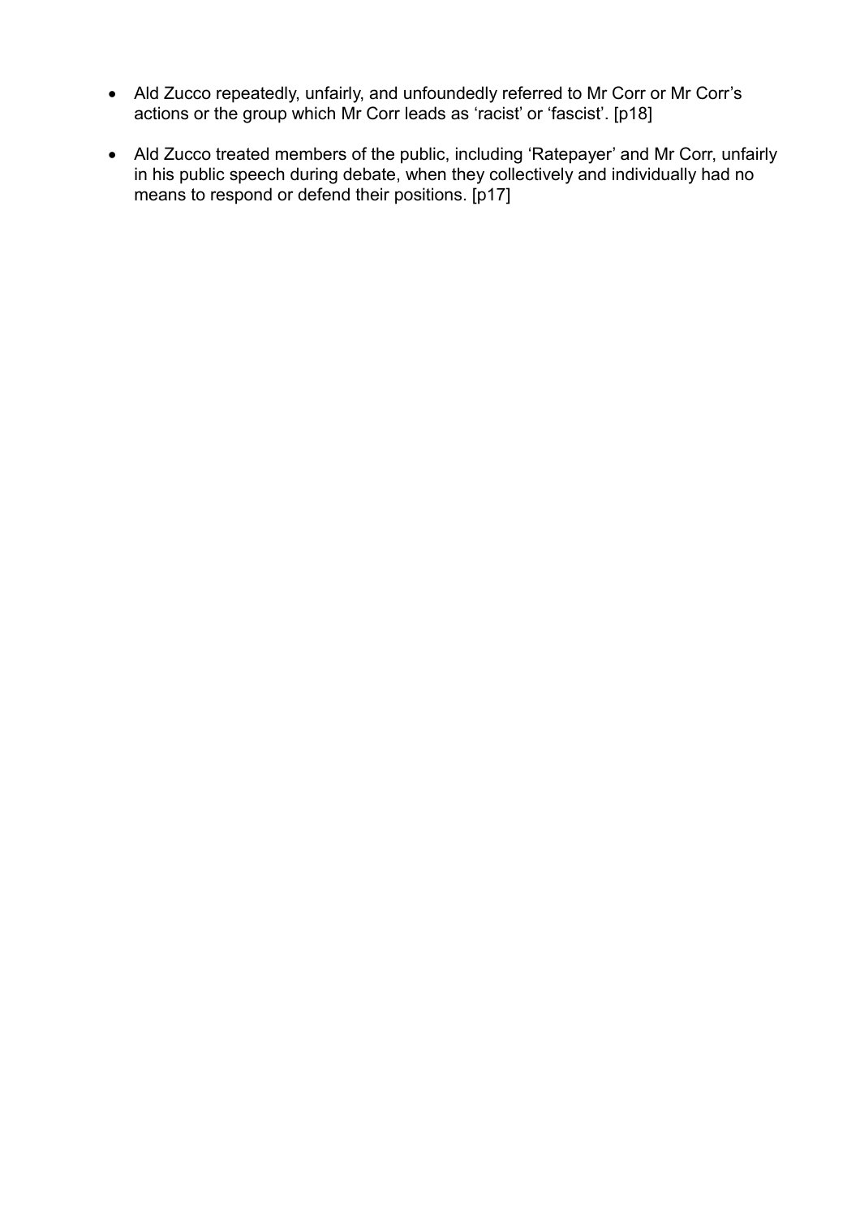- Ald Zucco repeatedly, unfairly, and unfoundedly referred to Mr Corr or Mr Corr's actions or the group which Mr Corr leads as 'racist' or 'fascist'. [p18]
- Ald Zucco treated members of the public, including 'Ratepayer' and Mr Corr, unfairly in his public speech during debate, when they collectively and individually had no means to respond or defend their positions. [p17]